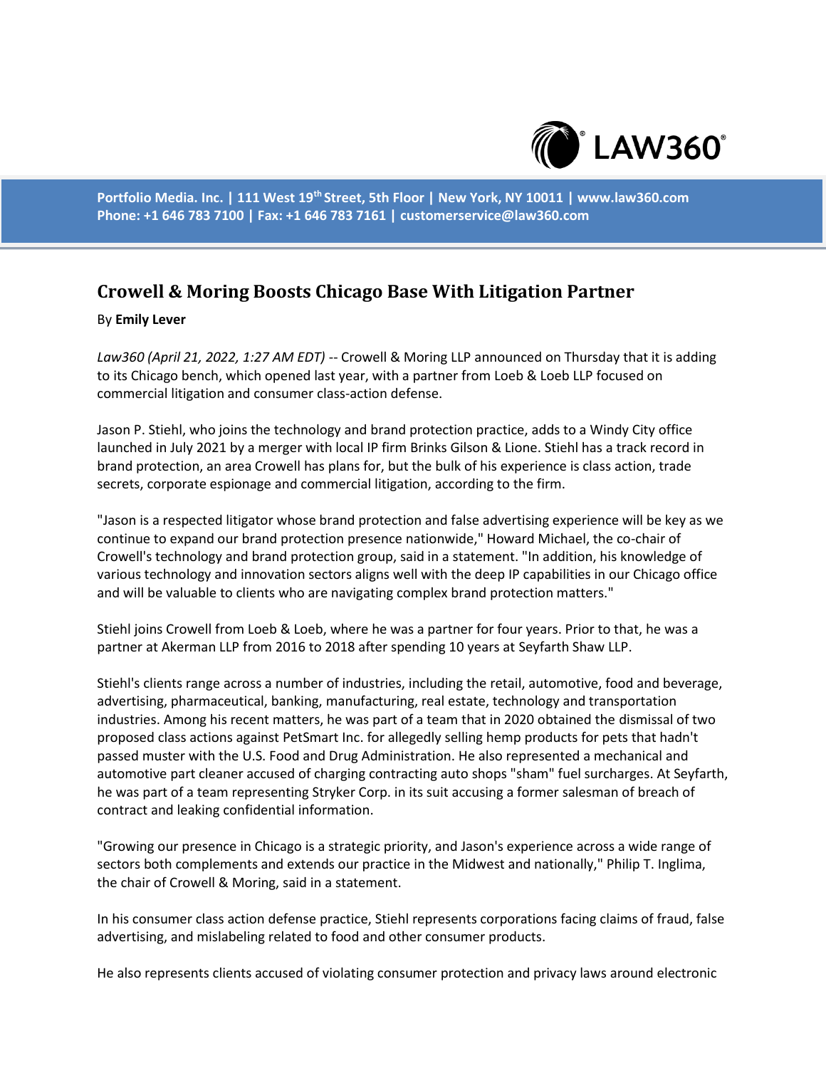Portfolio Media. Inc. | 111 West 19th Street, 5th Floor | New York, NY 10011 | www.law360.com
Phone: +1 646 783 7100 | Fax: +1 646 783 7161 | customerservice@law360.com

# Crowell & Moring Boosts Chicago Base With Litigation Partner

By **Emily Lever**

*Law360 (April 21, 2022, 1:27 AM EDT)* -- Crowell & Moring LLP announced on Thursday that it is adding to its Chicago bench, which opened last year, with a partner from Loeb & Loeb LLP focused on commercial litigation and consumer class-action defense.

Jason P. Stiehl, who joins the technology and brand protection practice, adds to a Windy City office launched in July 2021 by a merger with local IP firm Brinks Gilson & Lione. Stiehl has a track record in brand protection, an area Crowell has plans for, but the bulk of his experience is class action, trade secrets, corporate espionage and commercial litigation, according to the firm.

"Jason is a respected litigator whose brand protection and false advertising experience will be key as we continue to expand our brand protection presence nationwide," Howard Michael, the co-chair of Crowell's technology and brand protection group, said in a statement. "In addition, his knowledge of various technology and innovation sectors aligns well with the deep IP capabilities in our Chicago office and will be valuable to clients who are navigating complex brand protection matters."

Stiehl joins Crowell from Loeb & Loeb, where he was a partner for four years. Prior to that, he was a partner at Akerman LLP from 2016 to 2018 after spending 10 years at Seyfarth Shaw LLP.

Stiehl's clients range across a number of industries, including the retail, automotive, food and beverage, advertising, pharmaceutical, banking, manufacturing, real estate, technology and transportation industries. Among his recent matters, he was part of a team that in 2020 obtained the dismissal of two proposed class actions against PetSmart Inc. for allegedly selling hemp products for pets that hadn't passed muster with the U.S. Food and Drug Administration. He also represented a mechanical and automotive part cleaner accused of charging contracting auto shops "sham" fuel surcharges. At Seyfarth, he was part of a team representing Stryker Corp. in its suit accusing a former salesman of breach of contract and leaking confidential information.

"Growing our presence in Chicago is a strategic priority, and Jason's experience across a wide range of sectors both complements and extends our practice in the Midwest and nationally," Philip T. Inglima, the chair of Crowell & Moring, said in a statement.

In his consumer class action defense practice, Stiehl represents corporations facing claims of fraud, false advertising, and mislabeling related to food and other consumer products.

He also represents clients accused of violating consumer protection and privacy laws around electronic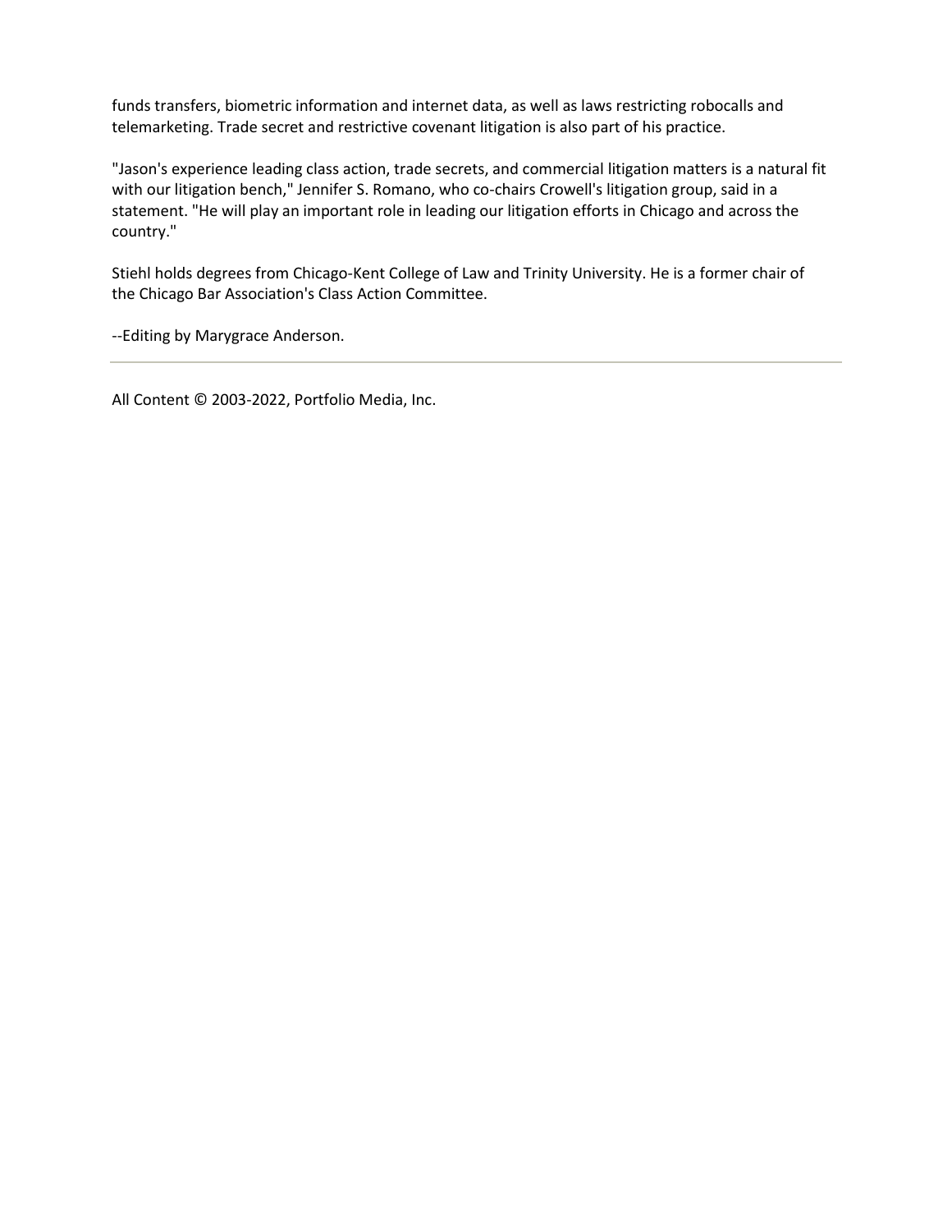funds transfers, biometric information and internet data, as well as laws restricting robocalls and telemarketing. Trade secret and restrictive covenant litigation is also part of his practice.

"Jason's experience leading class action, trade secrets, and commercial litigation matters is a natural fit with our litigation bench," Jennifer S. Romano, who co-chairs Crowell's litigation group, said in a statement. "He will play an important role in leading our litigation efforts in Chicago and across the country."

Stiehl holds degrees from Chicago-Kent College of Law and Trinity University. He is a former chair of the Chicago Bar Association's Class Action Committee.

--Editing by Marygrace Anderson.

---

All Content © 2003-2022, Portfolio Media, Inc.